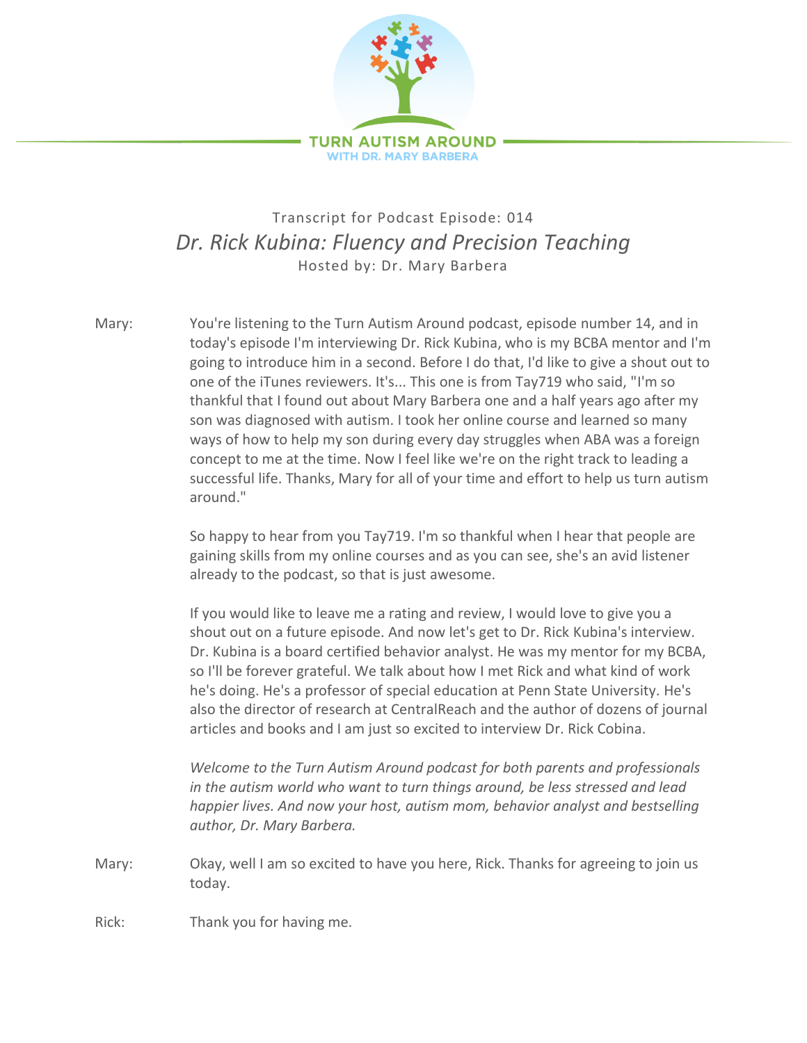TURN AUTISM AROUND
WITH DR. MARY BARBERA

Transcript for Podcast Episode: 014

# *Dr. Rick Kubina: Fluency and Precision Teaching*

Hosted by: Dr. Mary Barbera

Mary: You're listening to the Turn Autism Around podcast, episode number 14, and in today's episode I'm interviewing Dr. Rick Kubina, who is my BCBA mentor and I'm going to introduce him in a second. Before I do that, I'd like to give a shout out to one of the iTunes reviewers. It's... This one is from Tay719 who said, "I'm so thankful that I found out about Mary Barbera one and a half years ago after my son was diagnosed with autism. I took her online course and learned so many ways of how to help my son during every day struggles when ABA was a foreign concept to me at the time. Now I feel like we're on the right track to leading a successful life. Thanks, Mary for all of your time and effort to help us turn autism around."

So happy to hear from you Tay719. I'm so thankful when I hear that people are gaining skills from my online courses and as you can see, she's an avid listener already to the podcast, so that is just awesome.

If you would like to leave me a rating and review, I would love to give you a shout out on a future episode. And now let's get to Dr. Rick Kubina's interview. Dr. Kubina is a board certified behavior analyst. He was my mentor for my BCBA, so I'll be forever grateful. We talk about how I met Rick and what kind of work he's doing. He's a professor of special education at Penn State University. He's also the director of research at CentralReach and the author of dozens of journal articles and books and I am just so excited to interview Dr. Rick Cobina.

*Welcome to the Turn Autism Around podcast for both parents and professionals in the autism world who want to turn things around, be less stressed and lead happier lives. And now your host, autism mom, behavior analyst and bestselling author, Dr. Mary Barbera.*

Mary: Okay, well I am so excited to have you here, Rick. Thanks for agreeing to join us today.

Rick: Thank you for having me.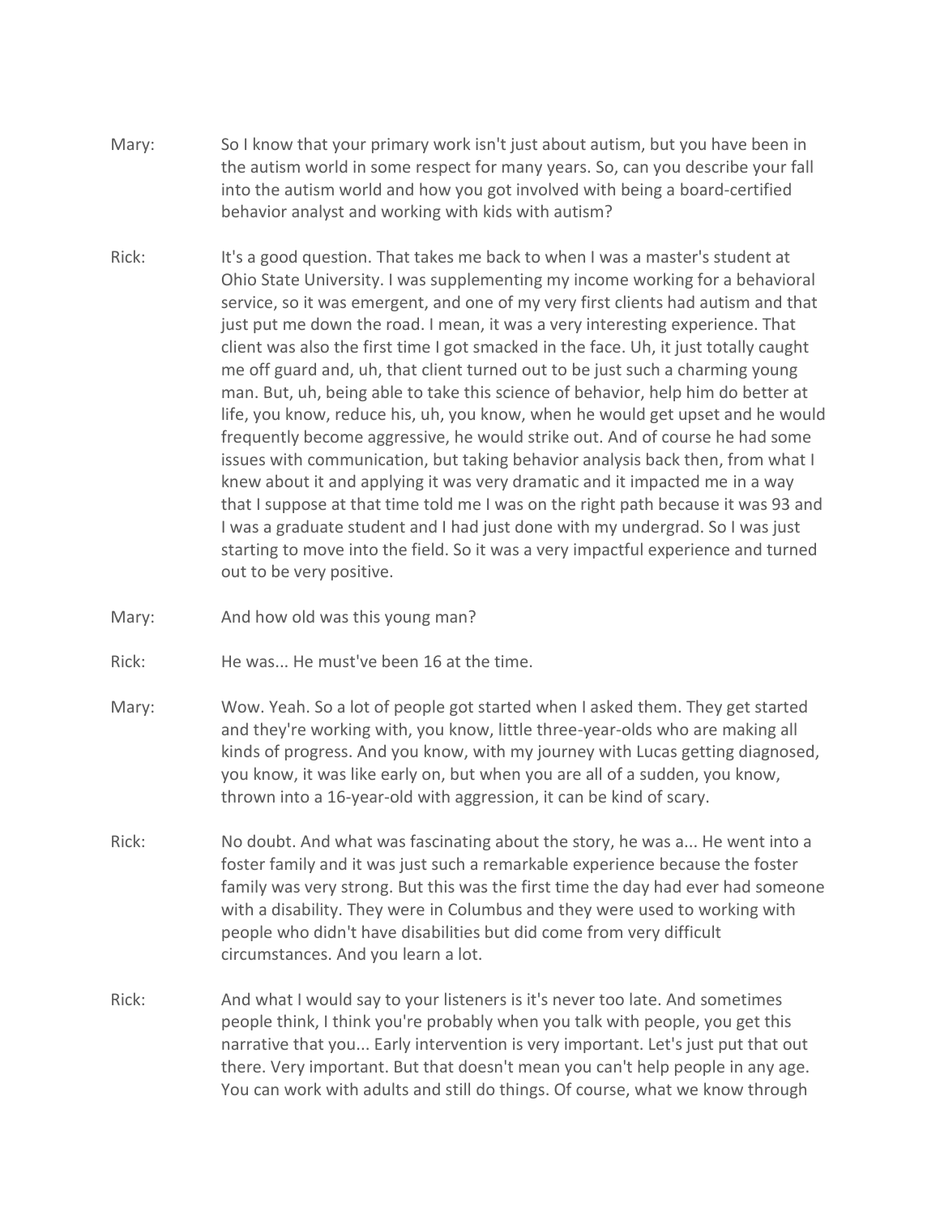Mary: So I know that your primary work isn't just about autism, but you have been in the autism world in some respect for many years. So, can you describe your fall into the autism world and how you got involved with being a board-certified behavior analyst and working with kids with autism?

Rick: It's a good question. That takes me back to when I was a master's student at Ohio State University. I was supplementing my income working for a behavioral service, so it was emergent, and one of my very first clients had autism and that just put me down the road. I mean, it was a very interesting experience. That client was also the first time I got smacked in the face. Uh, it just totally caught me off guard and, uh, that client turned out to be just such a charming young man. But, uh, being able to take this science of behavior, help him do better at life, you know, reduce his, uh, you know, when he would get upset and he would frequently become aggressive, he would strike out. And of course he had some issues with communication, but taking behavior analysis back then, from what I knew about it and applying it was very dramatic and it impacted me in a way that I suppose at that time told me I was on the right path because it was 93 and I was a graduate student and I had just done with my undergrad. So I was just starting to move into the field. So it was a very impactful experience and turned out to be very positive.

Mary: And how old was this young man?

Rick: He was... He must've been 16 at the time.

Mary: Wow. Yeah. So a lot of people got started when I asked them. They get started and they're working with, you know, little three-year-olds who are making all kinds of progress. And you know, with my journey with Lucas getting diagnosed, you know, it was like early on, but when you are all of a sudden, you know, thrown into a 16-year-old with aggression, it can be kind of scary.

Rick: No doubt. And what was fascinating about the story, he was a... He went into a foster family and it was just such a remarkable experience because the foster family was very strong. But this was the first time the day had ever had someone with a disability. They were in Columbus and they were used to working with people who didn't have disabilities but did come from very difficult circumstances. And you learn a lot.

Rick: And what I would say to your listeners is it's never too late. And sometimes people think, I think you're probably when you talk with people, you get this narrative that you... Early intervention is very important. Let's just put that out there. Very important. But that doesn't mean you can't help people in any age. You can work with adults and still do things. Of course, what we know through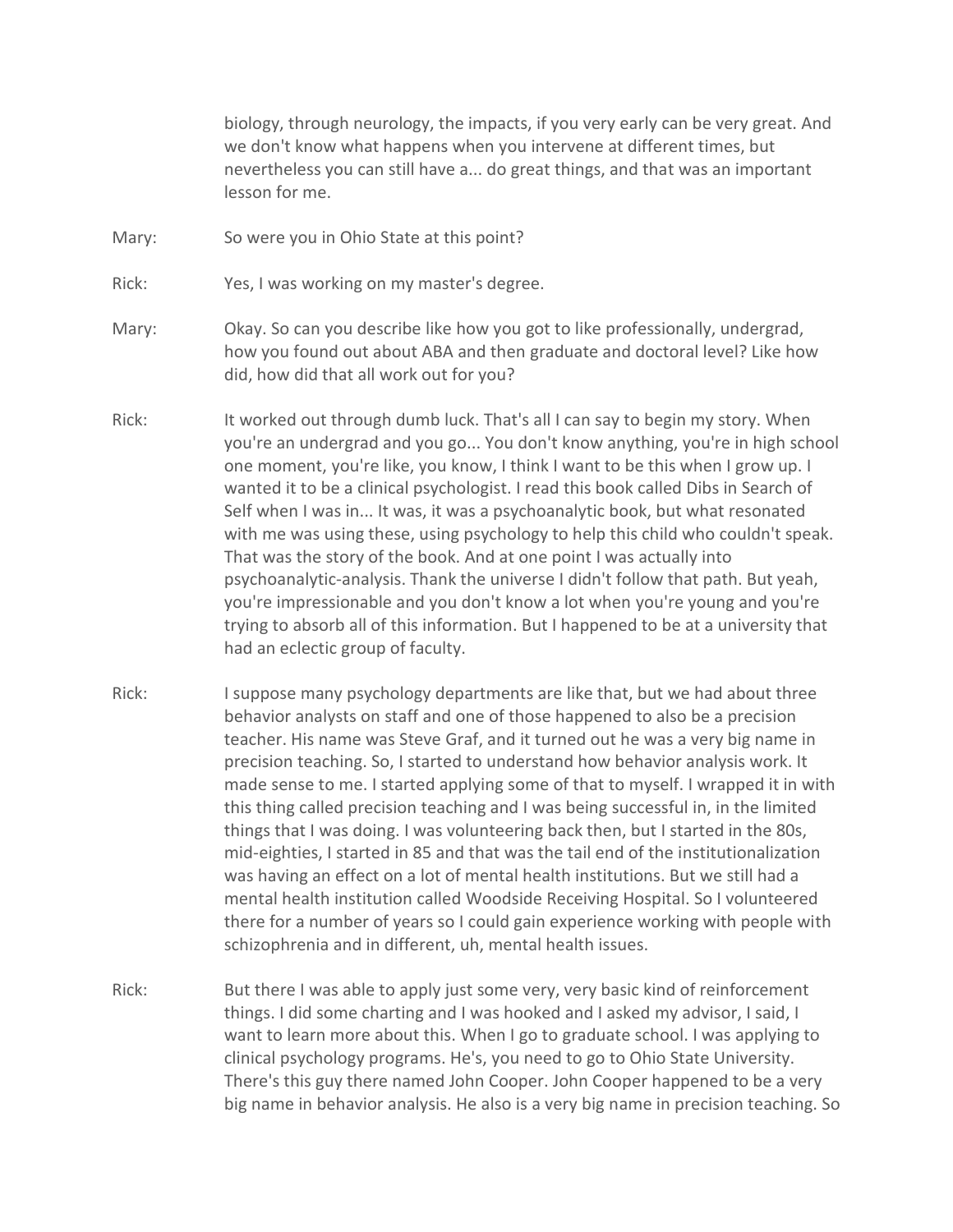biology, through neurology, the impacts, if you very early can be very great. And we don't know what happens when you intervene at different times, but nevertheless you can still have a... do great things, and that was an important lesson for me.

Mary: So were you in Ohio State at this point?

Rick: Yes, I was working on my master's degree.

Mary: Okay. So can you describe like how you got to like professionally, undergrad, how you found out about ABA and then graduate and doctoral level? Like how did, how did that all work out for you?

Rick: It worked out through dumb luck. That's all I can say to begin my story. When you're an undergrad and you go... You don't know anything, you're in high school one moment, you're like, you know, I think I want to be this when I grow up. I wanted it to be a clinical psychologist. I read this book called Dibs in Search of Self when I was in... It was, it was a psychoanalytic book, but what resonated with me was using these, using psychology to help this child who couldn't speak. That was the story of the book. And at one point I was actually into psychoanalytic-analysis. Thank the universe I didn't follow that path. But yeah, you're impressionable and you don't know a lot when you're young and you're trying to absorb all of this information. But I happened to be at a university that had an eclectic group of faculty.

Rick: I suppose many psychology departments are like that, but we had about three behavior analysts on staff and one of those happened to also be a precision teacher. His name was Steve Graf, and it turned out he was a very big name in precision teaching. So, I started to understand how behavior analysis work. It made sense to me. I started applying some of that to myself. I wrapped it in with this thing called precision teaching and I was being successful in, in the limited things that I was doing. I was volunteering back then, but I started in the 80s, mid-eighties, I started in 85 and that was the tail end of the institutionalization was having an effect on a lot of mental health institutions. But we still had a mental health institution called Woodside Receiving Hospital. So I volunteered there for a number of years so I could gain experience working with people with schizophrenia and in different, uh, mental health issues.

Rick: But there I was able to apply just some very, very basic kind of reinforcement things. I did some charting and I was hooked and I asked my advisor, I said, I want to learn more about this. When I go to graduate school. I was applying to clinical psychology programs. He's, you need to go to Ohio State University. There's this guy there named John Cooper. John Cooper happened to be a very big name in behavior analysis. He also is a very big name in precision teaching. So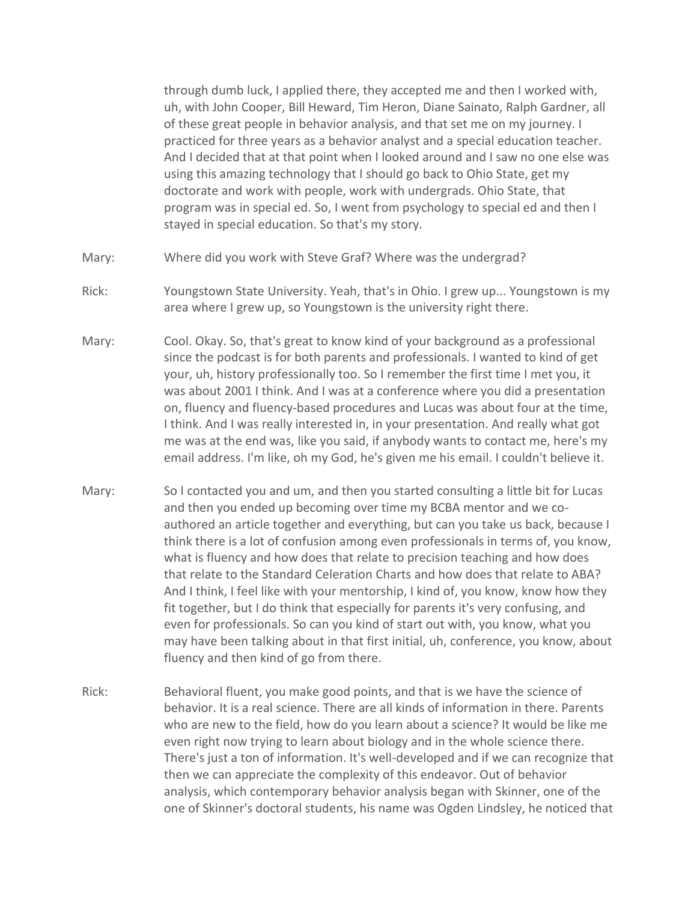through dumb luck, I applied there, they accepted me and then I worked with, uh, with John Cooper, Bill Heward, Tim Heron, Diane Sainato, Ralph Gardner, all of these great people in behavior analysis, and that set me on my journey. I practiced for three years as a behavior analyst and a special education teacher. And I decided that at that point when I looked around and I saw no one else was using this amazing technology that I should go back to Ohio State, get my doctorate and work with people, work with undergrads. Ohio State, that program was in special ed. So, I went from psychology to special ed and then I stayed in special education. So that's my story.

Mary: Where did you work with Steve Graf? Where was the undergrad?

Rick: Youngstown State University. Yeah, that's in Ohio. I grew up... Youngstown is my area where I grew up, so Youngstown is the university right there.

Mary: Cool. Okay. So, that's great to know kind of your background as a professional since the podcast is for both parents and professionals. I wanted to kind of get your, uh, history professionally too. So I remember the first time I met you, it was about 2001 I think. And I was at a conference where you did a presentation on, fluency and fluency-based procedures and Lucas was about four at the time, I think. And I was really interested in, in your presentation. And really what got me was at the end was, like you said, if anybody wants to contact me, here's my email address. I'm like, oh my God, he's given me his email. I couldn't believe it.

Mary: So I contacted you and um, and then you started consulting a little bit for Lucas and then you ended up becoming over time my BCBA mentor and we co-authored an article together and everything, but can you take us back, because I think there is a lot of confusion among even professionals in terms of, you know, what is fluency and how does that relate to precision teaching and how does that relate to the Standard Celeration Charts and how does that relate to ABA? And I think, I feel like with your mentorship, I kind of, you know, know how they fit together, but I do think that especially for parents it's very confusing, and even for professionals. So can you kind of start out with, you know, what you may have been talking about in that first initial, uh, conference, you know, about fluency and then kind of go from there.

Rick: Behavioral fluent, you make good points, and that is we have the science of behavior. It is a real science. There are all kinds of information in there. Parents who are new to the field, how do you learn about a science? It would be like me even right now trying to learn about biology and in the whole science there. There's just a ton of information. It's well-developed and if we can recognize that then we can appreciate the complexity of this endeavor. Out of behavior analysis, which contemporary behavior analysis began with Skinner, one of the one of Skinner's doctoral students, his name was Ogden Lindsley, he noticed that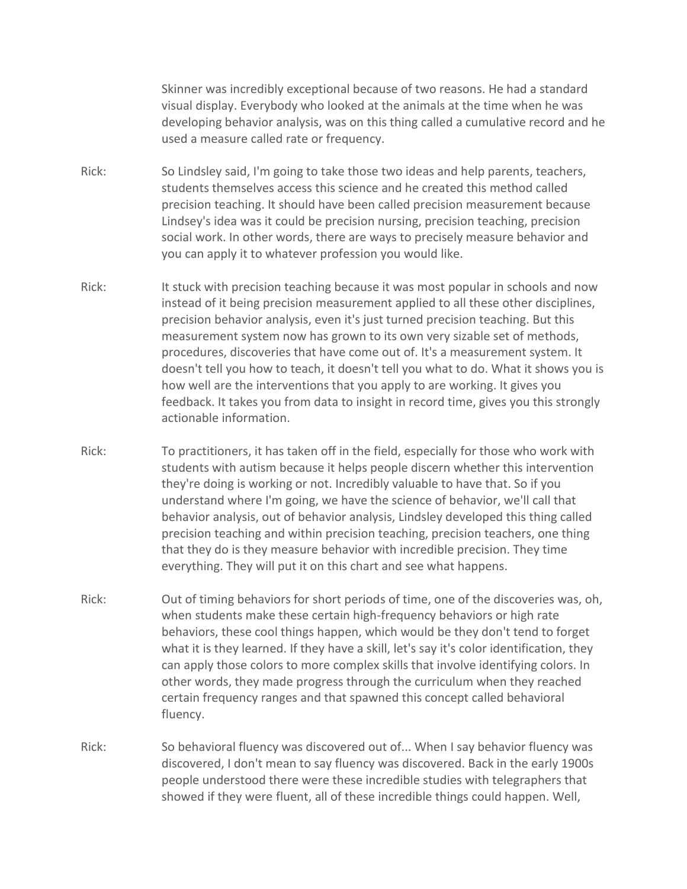Skinner was incredibly exceptional because of two reasons. He had a standard visual display. Everybody who looked at the animals at the time when he was developing behavior analysis, was on this thing called a cumulative record and he used a measure called rate or frequency.

Rick: So Lindsley said, I'm going to take those two ideas and help parents, teachers, students themselves access this science and he created this method called precision teaching. It should have been called precision measurement because Lindsey's idea was it could be precision nursing, precision teaching, precision social work. In other words, there are ways to precisely measure behavior and you can apply it to whatever profession you would like.

Rick: It stuck with precision teaching because it was most popular in schools and now instead of it being precision measurement applied to all these other disciplines, precision behavior analysis, even it's just turned precision teaching. But this measurement system now has grown to its own very sizable set of methods, procedures, discoveries that have come out of. It's a measurement system. It doesn't tell you how to teach, it doesn't tell you what to do. What it shows you is how well are the interventions that you apply to are working. It gives you feedback. It takes you from data to insight in record time, gives you this strongly actionable information.

Rick: To practitioners, it has taken off in the field, especially for those who work with students with autism because it helps people discern whether this intervention they're doing is working or not. Incredibly valuable to have that. So if you understand where I'm going, we have the science of behavior, we'll call that behavior analysis, out of behavior analysis, Lindsley developed this thing called precision teaching and within precision teaching, precision teachers, one thing that they do is they measure behavior with incredible precision. They time everything. They will put it on this chart and see what happens.

Rick: Out of timing behaviors for short periods of time, one of the discoveries was, oh, when students make these certain high-frequency behaviors or high rate behaviors, these cool things happen, which would be they don't tend to forget what it is they learned. If they have a skill, let's say it's color identification, they can apply those colors to more complex skills that involve identifying colors. In other words, they made progress through the curriculum when they reached certain frequency ranges and that spawned this concept called behavioral fluency.

Rick: So behavioral fluency was discovered out of... When I say behavior fluency was discovered, I don't mean to say fluency was discovered. Back in the early 1900s people understood there were these incredible studies with telegraphers that showed if they were fluent, all of these incredible things could happen. Well,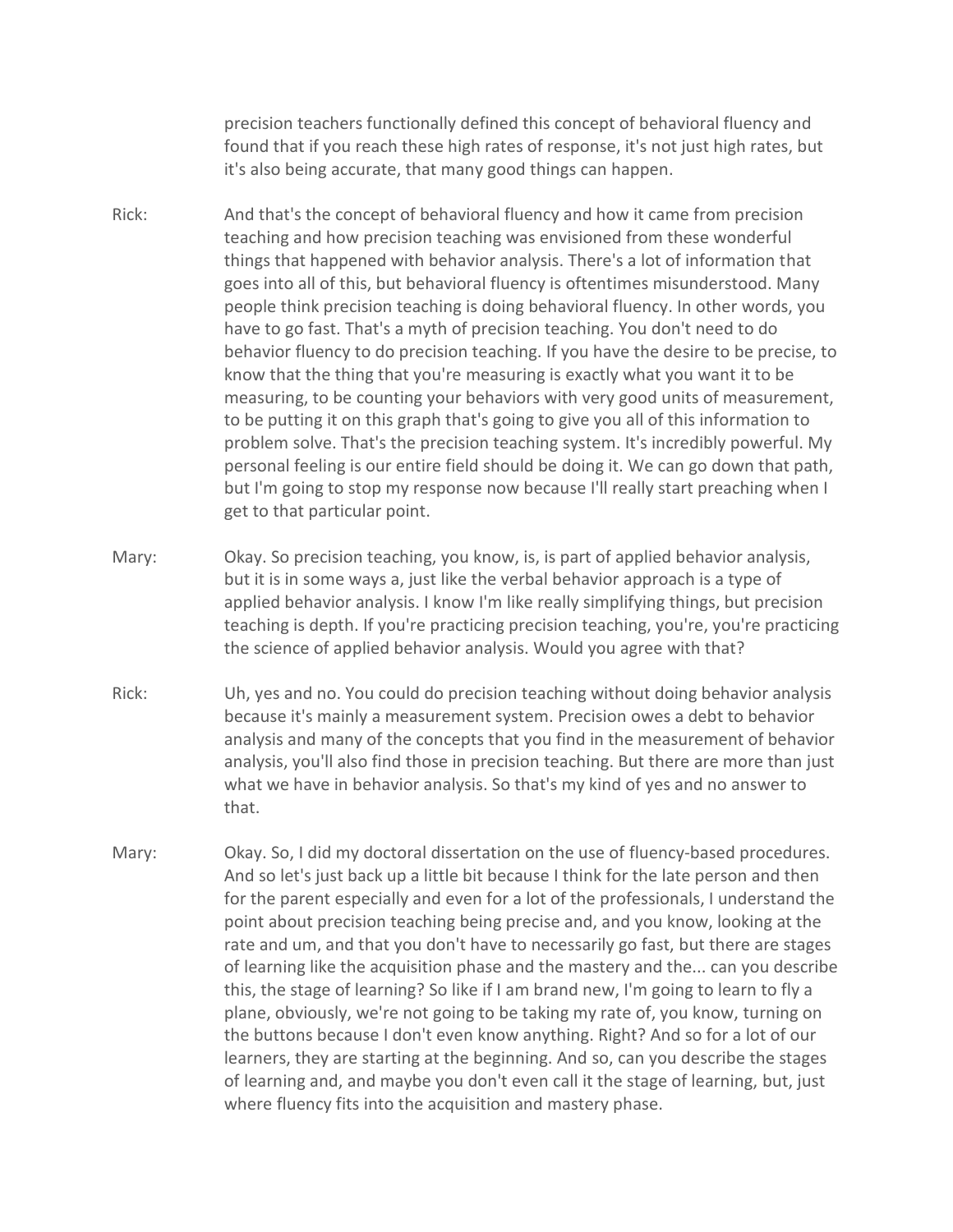precision teachers functionally defined this concept of behavioral fluency and found that if you reach these high rates of response, it's not just high rates, but it's also being accurate, that many good things can happen.

Rick: And that's the concept of behavioral fluency and how it came from precision teaching and how precision teaching was envisioned from these wonderful things that happened with behavior analysis. There's a lot of information that goes into all of this, but behavioral fluency is oftentimes misunderstood. Many people think precision teaching is doing behavioral fluency. In other words, you have to go fast. That's a myth of precision teaching. You don't need to do behavior fluency to do precision teaching. If you have the desire to be precise, to know that the thing that you're measuring is exactly what you want it to be measuring, to be counting your behaviors with very good units of measurement, to be putting it on this graph that's going to give you all of this information to problem solve. That's the precision teaching system. It's incredibly powerful. My personal feeling is our entire field should be doing it. We can go down that path, but I'm going to stop my response now because I'll really start preaching when I get to that particular point.

Mary: Okay. So precision teaching, you know, is, is part of applied behavior analysis, but it is in some ways a, just like the verbal behavior approach is a type of applied behavior analysis. I know I'm like really simplifying things, but precision teaching is depth. If you're practicing precision teaching, you're, you're practicing the science of applied behavior analysis. Would you agree with that?

Rick: Uh, yes and no. You could do precision teaching without doing behavior analysis because it's mainly a measurement system. Precision owes a debt to behavior analysis and many of the concepts that you find in the measurement of behavior analysis, you'll also find those in precision teaching. But there are more than just what we have in behavior analysis. So that's my kind of yes and no answer to that.

Mary: Okay. So, I did my doctoral dissertation on the use of fluency-based procedures. And so let's just back up a little bit because I think for the late person and then for the parent especially and even for a lot of the professionals, I understand the point about precision teaching being precise and, and you know, looking at the rate and um, and that you don't have to necessarily go fast, but there are stages of learning like the acquisition phase and the mastery and the... can you describe this, the stage of learning? So like if I am brand new, I'm going to learn to fly a plane, obviously, we're not going to be taking my rate of, you know, turning on the buttons because I don't even know anything. Right? And so for a lot of our learners, they are starting at the beginning. And so, can you describe the stages of learning and, and maybe you don't even call it the stage of learning, but, just where fluency fits into the acquisition and mastery phase.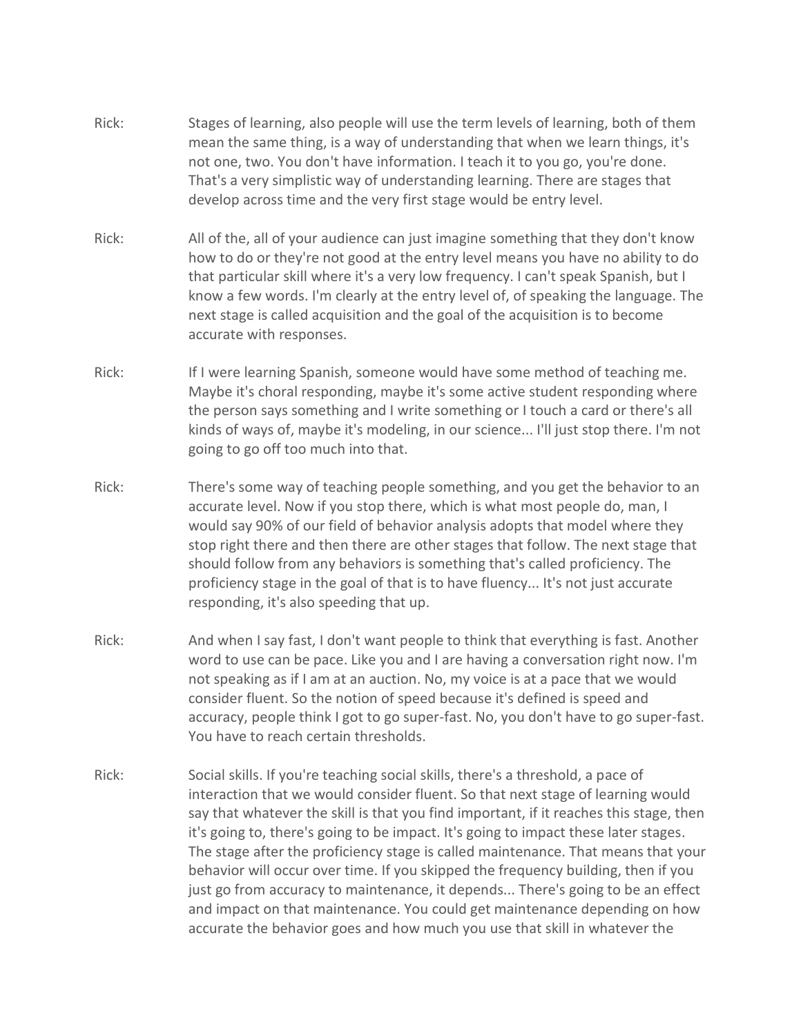Rick: Stages of learning, also people will use the term levels of learning, both of them mean the same thing, is a way of understanding that when we learn things, it's not one, two. You don't have information. I teach it to you go, you're done. That's a very simplistic way of understanding learning. There are stages that develop across time and the very first stage would be entry level.

Rick: All of the, all of your audience can just imagine something that they don't know how to do or they're not good at the entry level means you have no ability to do that particular skill where it's a very low frequency. I can't speak Spanish, but I know a few words. I'm clearly at the entry level of, of speaking the language. The next stage is called acquisition and the goal of the acquisition is to become accurate with responses.

Rick: If I were learning Spanish, someone would have some method of teaching me. Maybe it's choral responding, maybe it's some active student responding where the person says something and I write something or I touch a card or there's all kinds of ways of, maybe it's modeling, in our science... I'll just stop there. I'm not going to go off too much into that.

Rick: There's some way of teaching people something, and you get the behavior to an accurate level. Now if you stop there, which is what most people do, man, I would say 90% of our field of behavior analysis adopts that model where they stop right there and then there are other stages that follow. The next stage that should follow from any behaviors is something that's called proficiency. The proficiency stage in the goal of that is to have fluency... It's not just accurate responding, it's also speeding that up.

Rick: And when I say fast, I don't want people to think that everything is fast. Another word to use can be pace. Like you and I are having a conversation right now. I'm not speaking as if I am at an auction. No, my voice is at a pace that we would consider fluent. So the notion of speed because it's defined is speed and accuracy, people think I got to go super-fast. No, you don't have to go super-fast. You have to reach certain thresholds.

Rick: Social skills. If you're teaching social skills, there's a threshold, a pace of interaction that we would consider fluent. So that next stage of learning would say that whatever the skill is that you find important, if it reaches this stage, then it's going to, there's going to be impact. It's going to impact these later stages. The stage after the proficiency stage is called maintenance. That means that your behavior will occur over time. If you skipped the frequency building, then if you just go from accuracy to maintenance, it depends... There's going to be an effect and impact on that maintenance. You could get maintenance depending on how accurate the behavior goes and how much you use that skill in whatever the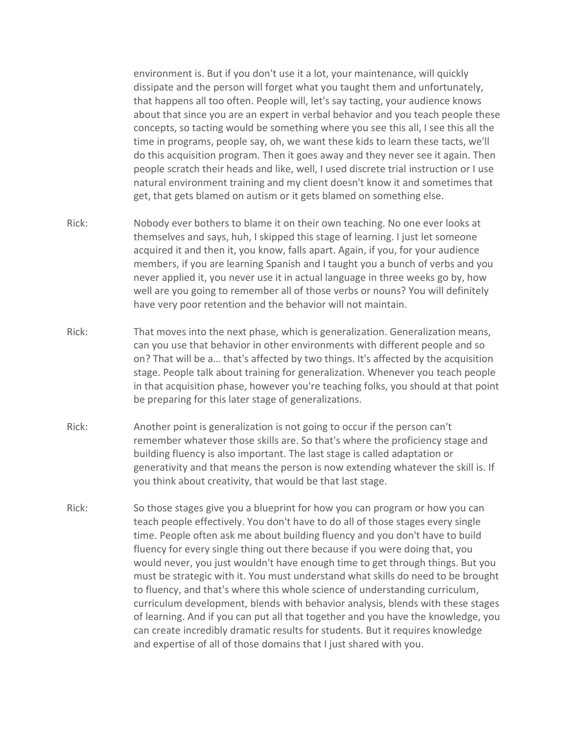environment is. But if you don't use it a lot, your maintenance, will quickly dissipate and the person will forget what you taught them and unfortunately, that happens all too often. People will, let's say tacting, your audience knows about that since you are an expert in verbal behavior and you teach people these concepts, so tacting would be something where you see this all, I see this all the time in programs, people say, oh, we want these kids to learn these tacts, we'll do this acquisition program. Then it goes away and they never see it again. Then people scratch their heads and like, well, I used discrete trial instruction or I use natural environment training and my client doesn't know it and sometimes that get, that gets blamed on autism or it gets blamed on something else.

Rick: Nobody ever bothers to blame it on their own teaching. No one ever looks at themselves and says, huh, I skipped this stage of learning. I just let someone acquired it and then it, you know, falls apart. Again, if you, for your audience members, if you are learning Spanish and I taught you a bunch of verbs and you never applied it, you never use it in actual language in three weeks go by, how well are you going to remember all of those verbs or nouns? You will definitely have very poor retention and the behavior will not maintain.

Rick: That moves into the next phase, which is generalization. Generalization means, can you use that behavior in other environments with different people and so on? That will be a… that's affected by two things. It's affected by the acquisition stage. People talk about training for generalization. Whenever you teach people in that acquisition phase, however you're teaching folks, you should at that point be preparing for this later stage of generalizations.

Rick: Another point is generalization is not going to occur if the person can't remember whatever those skills are. So that's where the proficiency stage and building fluency is also important. The last stage is called adaptation or generativity and that means the person is now extending whatever the skill is. If you think about creativity, that would be that last stage.

Rick: So those stages give you a blueprint for how you can program or how you can teach people effectively. You don't have to do all of those stages every single time. People often ask me about building fluency and you don't have to build fluency for every single thing out there because if you were doing that, you would never, you just wouldn't have enough time to get through things. But you must be strategic with it. You must understand what skills do need to be brought to fluency, and that's where this whole science of understanding curriculum, curriculum development, blends with behavior analysis, blends with these stages of learning. And if you can put all that together and you have the knowledge, you can create incredibly dramatic results for students. But it requires knowledge and expertise of all of those domains that I just shared with you.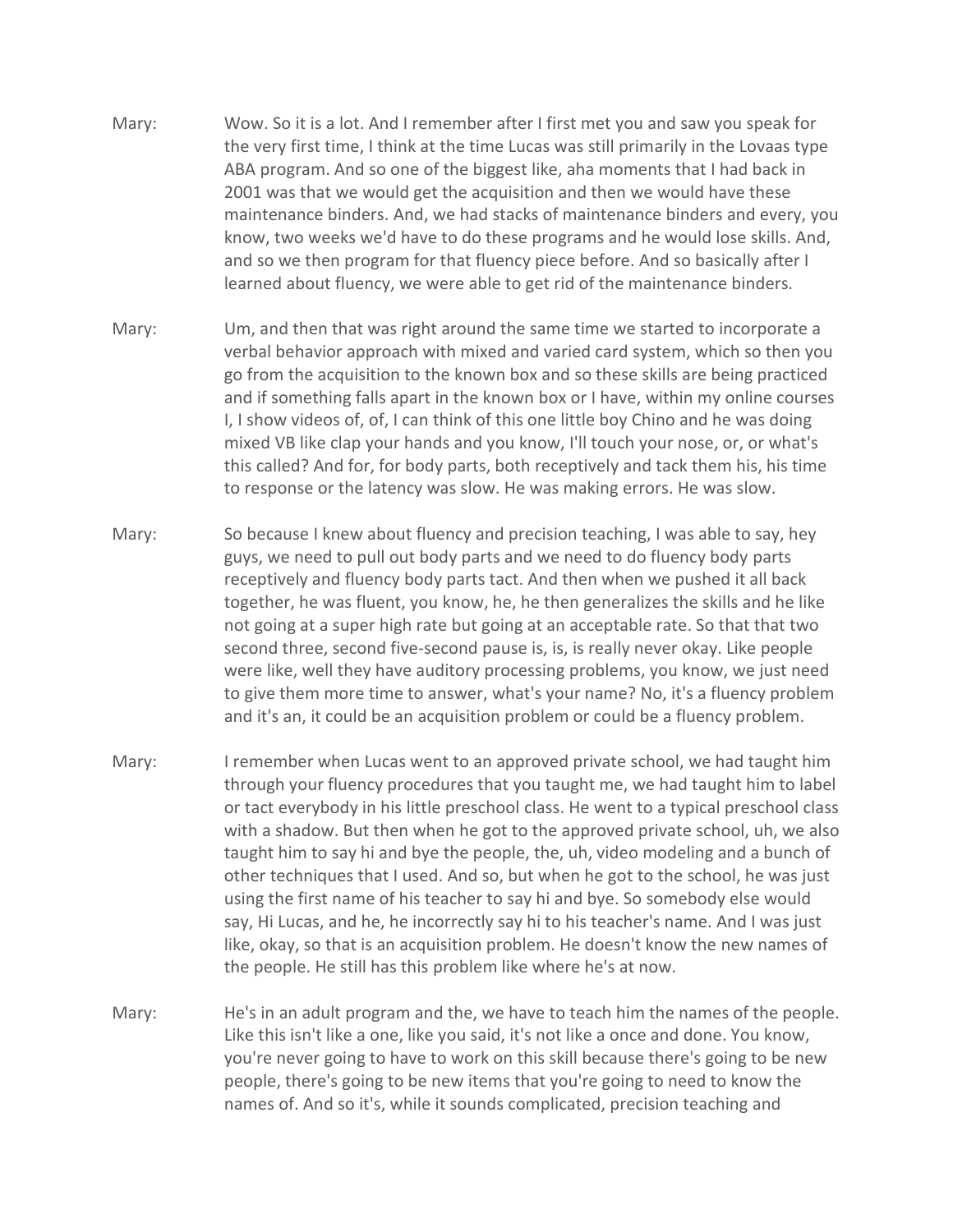Mary: Wow. So it is a lot. And I remember after I first met you and saw you speak for the very first time, I think at the time Lucas was still primarily in the Lovaas type ABA program. And so one of the biggest like, aha moments that I had back in 2001 was that we would get the acquisition and then we would have these maintenance binders. And, we had stacks of maintenance binders and every, you know, two weeks we'd have to do these programs and he would lose skills. And, and so we then program for that fluency piece before. And so basically after I learned about fluency, we were able to get rid of the maintenance binders.

Mary: Um, and then that was right around the same time we started to incorporate a verbal behavior approach with mixed and varied card system, which so then you go from the acquisition to the known box and so these skills are being practiced and if something falls apart in the known box or I have, within my online courses I, I show videos of, of, I can think of this one little boy Chino and he was doing mixed VB like clap your hands and you know, I'll touch your nose, or, or what's this called? And for, for body parts, both receptively and tack them his, his time to response or the latency was slow. He was making errors. He was slow.

Mary: So because I knew about fluency and precision teaching, I was able to say, hey guys, we need to pull out body parts and we need to do fluency body parts receptively and fluency body parts tact. And then when we pushed it all back together, he was fluent, you know, he, he then generalizes the skills and he like not going at a super high rate but going at an acceptable rate. So that that two second three, second five-second pause is, is, is really never okay. Like people were like, well they have auditory processing problems, you know, we just need to give them more time to answer, what's your name? No, it's a fluency problem and it's an, it could be an acquisition problem or could be a fluency problem.

Mary: I remember when Lucas went to an approved private school, we had taught him through your fluency procedures that you taught me, we had taught him to label or tact everybody in his little preschool class. He went to a typical preschool class with a shadow. But then when he got to the approved private school, uh, we also taught him to say hi and bye the people, the, uh, video modeling and a bunch of other techniques that I used. And so, but when he got to the school, he was just using the first name of his teacher to say hi and bye. So somebody else would say, Hi Lucas, and he, he incorrectly say hi to his teacher's name. And I was just like, okay, so that is an acquisition problem. He doesn't know the new names of the people. He still has this problem like where he's at now.

Mary: He's in an adult program and the, we have to teach him the names of the people. Like this isn't like a one, like you said, it's not like a once and done. You know, you're never going to have to work on this skill because there's going to be new people, there's going to be new items that you're going to need to know the names of. And so it's, while it sounds complicated, precision teaching and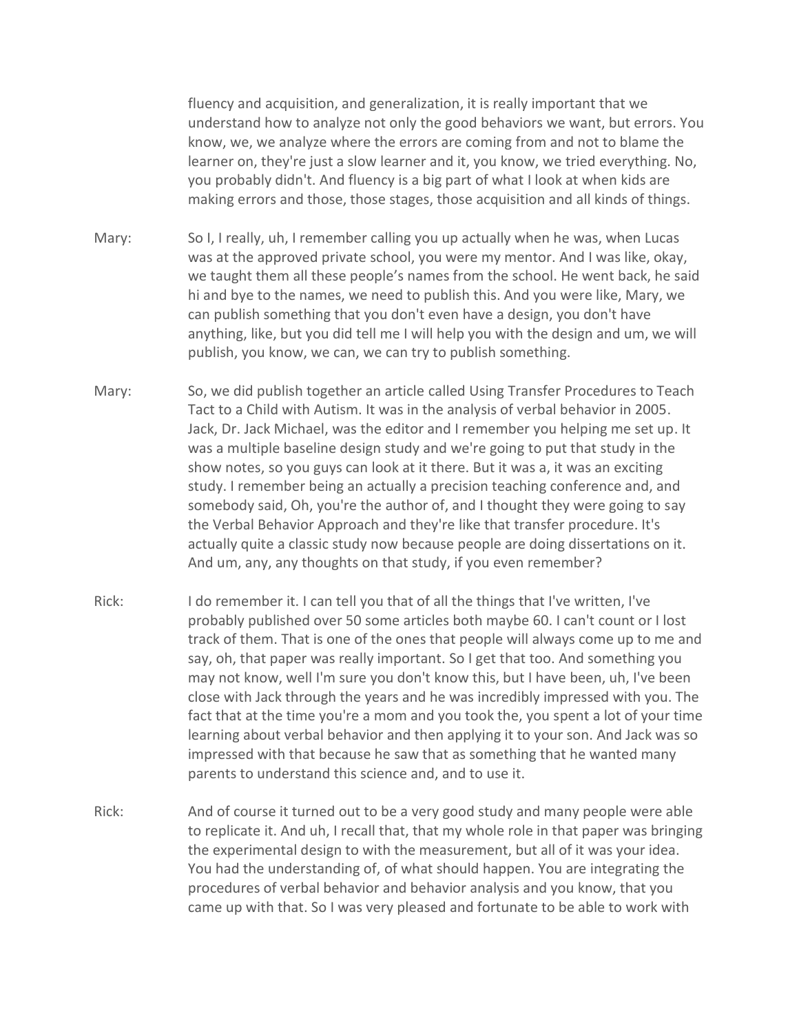fluency and acquisition, and generalization, it is really important that we understand how to analyze not only the good behaviors we want, but errors. You know, we, we analyze where the errors are coming from and not to blame the learner on, they're just a slow learner and it, you know, we tried everything. No, you probably didn't. And fluency is a big part of what I look at when kids are making errors and those, those stages, those acquisition and all kinds of things.

Mary: So I, I really, uh, I remember calling you up actually when he was, when Lucas was at the approved private school, you were my mentor. And I was like, okay, we taught them all these people's names from the school. He went back, he said hi and bye to the names, we need to publish this. And you were like, Mary, we can publish something that you don't even have a design, you don't have anything, like, but you did tell me I will help you with the design and um, we will publish, you know, we can, we can try to publish something.

Mary: So, we did publish together an article called Using Transfer Procedures to Teach Tact to a Child with Autism. It was in the analysis of verbal behavior in 2005. Jack, Dr. Jack Michael, was the editor and I remember you helping me set up. It was a multiple baseline design study and we're going to put that study in the show notes, so you guys can look at it there. But it was a, it was an exciting study. I remember being an actually a precision teaching conference and, and somebody said, Oh, you're the author of, and I thought they were going to say the Verbal Behavior Approach and they're like that transfer procedure. It's actually quite a classic study now because people are doing dissertations on it. And um, any, any thoughts on that study, if you even remember?

Rick: I do remember it. I can tell you that of all the things that I've written, I've probably published over 50 some articles both maybe 60. I can't count or I lost track of them. That is one of the ones that people will always come up to me and say, oh, that paper was really important. So I get that too. And something you may not know, well I'm sure you don't know this, but I have been, uh, I've been close with Jack through the years and he was incredibly impressed with you. The fact that at the time you're a mom and you took the, you spent a lot of your time learning about verbal behavior and then applying it to your son. And Jack was so impressed with that because he saw that as something that he wanted many parents to understand this science and, and to use it.

Rick: And of course it turned out to be a very good study and many people were able to replicate it. And uh, I recall that, that my whole role in that paper was bringing the experimental design to with the measurement, but all of it was your idea. You had the understanding of, of what should happen. You are integrating the procedures of verbal behavior and behavior analysis and you know, that you came up with that. So I was very pleased and fortunate to be able to work with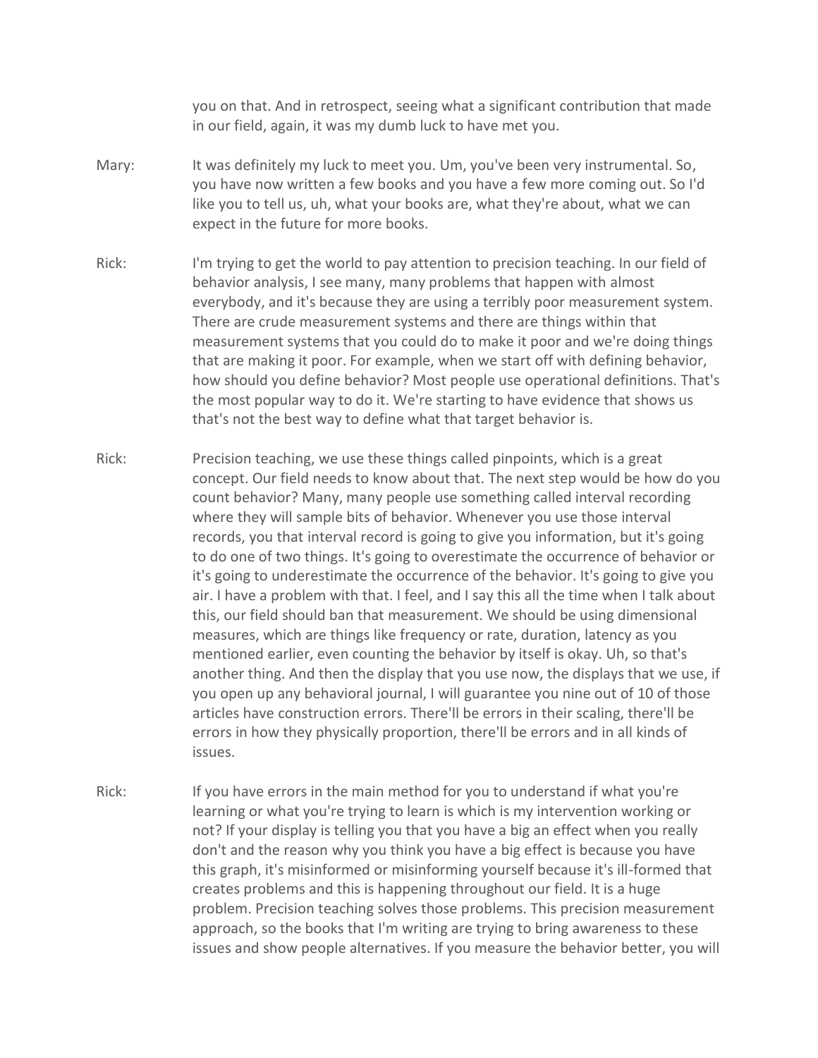you on that. And in retrospect, seeing what a significant contribution that made in our field, again, it was my dumb luck to have met you.

Mary: It was definitely my luck to meet you. Um, you've been very instrumental. So, you have now written a few books and you have a few more coming out. So I'd like you to tell us, uh, what your books are, what they're about, what we can expect in the future for more books.

Rick: I'm trying to get the world to pay attention to precision teaching. In our field of behavior analysis, I see many, many problems that happen with almost everybody, and it's because they are using a terribly poor measurement system. There are crude measurement systems and there are things within that measurement systems that you could do to make it poor and we're doing things that are making it poor. For example, when we start off with defining behavior, how should you define behavior? Most people use operational definitions. That's the most popular way to do it. We're starting to have evidence that shows us that's not the best way to define what that target behavior is.

Rick: Precision teaching, we use these things called pinpoints, which is a great concept. Our field needs to know about that. The next step would be how do you count behavior? Many, many people use something called interval recording where they will sample bits of behavior. Whenever you use those interval records, you that interval record is going to give you information, but it's going to do one of two things. It's going to overestimate the occurrence of behavior or it's going to underestimate the occurrence of the behavior. It's going to give you air. I have a problem with that. I feel, and I say this all the time when I talk about this, our field should ban that measurement. We should be using dimensional measures, which are things like frequency or rate, duration, latency as you mentioned earlier, even counting the behavior by itself is okay. Uh, so that's another thing. And then the display that you use now, the displays that we use, if you open up any behavioral journal, I will guarantee you nine out of 10 of those articles have construction errors. There'll be errors in their scaling, there'll be errors in how they physically proportion, there'll be errors and in all kinds of issues.

Rick: If you have errors in the main method for you to understand if what you're learning or what you're trying to learn is which is my intervention working or not? If your display is telling you that you have a big an effect when you really don't and the reason why you think you have a big effect is because you have this graph, it's misinformed or misinforming yourself because it's ill-formed that creates problems and this is happening throughout our field. It is a huge problem. Precision teaching solves those problems. This precision measurement approach, so the books that I'm writing are trying to bring awareness to these issues and show people alternatives. If you measure the behavior better, you will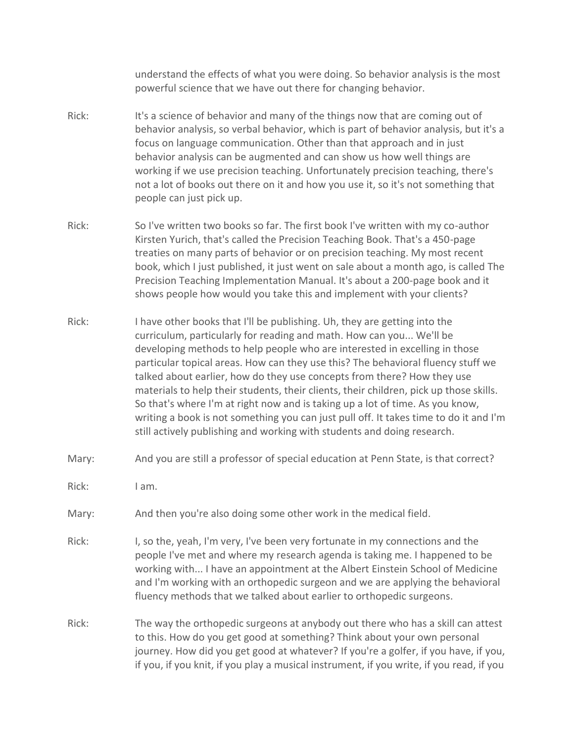understand the effects of what you were doing. So behavior analysis is the most powerful science that we have out there for changing behavior.

Rick: It's a science of behavior and many of the things now that are coming out of behavior analysis, so verbal behavior, which is part of behavior analysis, but it's a focus on language communication. Other than that approach and in just behavior analysis can be augmented and can show us how well things are working if we use precision teaching. Unfortunately precision teaching, there's not a lot of books out there on it and how you use it, so it's not something that people can just pick up.

Rick: So I've written two books so far. The first book I've written with my co-author Kirsten Yurich, that's called the Precision Teaching Book. That's a 450-page treaties on many parts of behavior or on precision teaching. My most recent book, which I just published, it just went on sale about a month ago, is called The Precision Teaching Implementation Manual. It's about a 200-page book and it shows people how would you take this and implement with your clients?

Rick: I have other books that I'll be publishing. Uh, they are getting into the curriculum, particularly for reading and math. How can you... We'll be developing methods to help people who are interested in excelling in those particular topical areas. How can they use this? The behavioral fluency stuff we talked about earlier, how do they use concepts from there? How they use materials to help their students, their clients, their children, pick up those skills. So that's where I'm at right now and is taking up a lot of time. As you know, writing a book is not something you can just pull off. It takes time to do it and I'm still actively publishing and working with students and doing research.

Mary: And you are still a professor of special education at Penn State, is that correct?

Rick: I am.

Mary: And then you're also doing some other work in the medical field.

Rick: I, so the, yeah, I'm very, I've been very fortunate in my connections and the people I've met and where my research agenda is taking me. I happened to be working with... I have an appointment at the Albert Einstein School of Medicine and I'm working with an orthopedic surgeon and we are applying the behavioral fluency methods that we talked about earlier to orthopedic surgeons.

Rick: The way the orthopedic surgeons at anybody out there who has a skill can attest to this. How do you get good at something? Think about your own personal journey. How did you get good at whatever? If you're a golfer, if you have, if you, if you, if you knit, if you play a musical instrument, if you write, if you read, if you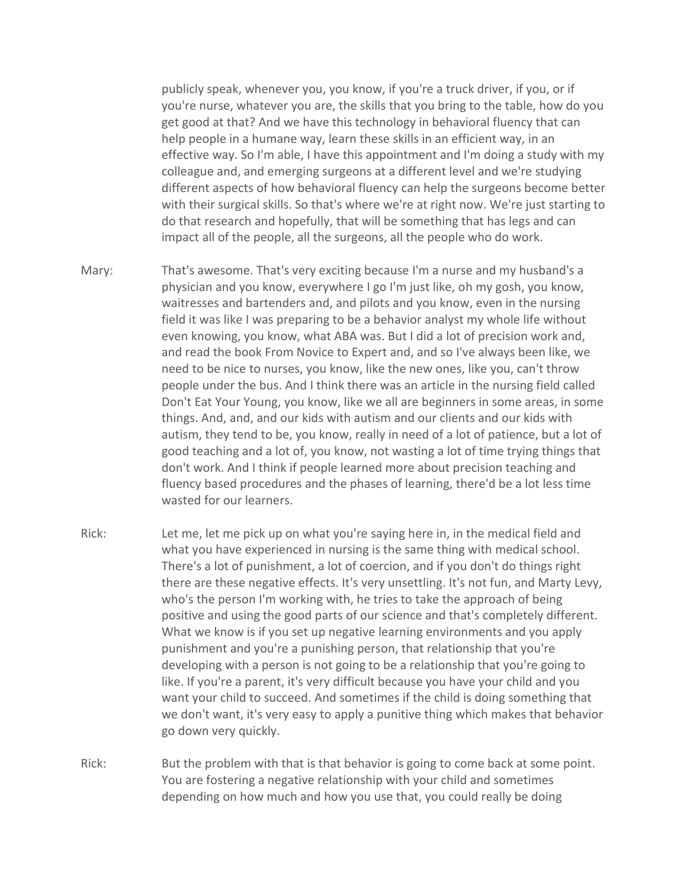publicly speak, whenever you, you know, if you're a truck driver, if you, or if you're nurse, whatever you are, the skills that you bring to the table, how do you get good at that? And we have this technology in behavioral fluency that can help people in a humane way, learn these skills in an efficient way, in an effective way. So I'm able, I have this appointment and I'm doing a study with my colleague and, and emerging surgeons at a different level and we're studying different aspects of how behavioral fluency can help the surgeons become better with their surgical skills. So that's where we're at right now. We're just starting to do that research and hopefully, that will be something that has legs and can impact all of the people, all the surgeons, all the people who do work.

Mary: That's awesome. That's very exciting because I'm a nurse and my husband's a physician and you know, everywhere I go I'm just like, oh my gosh, you know, waitresses and bartenders and, and pilots and you know, even in the nursing field it was like I was preparing to be a behavior analyst my whole life without even knowing, you know, what ABA was. But I did a lot of precision work and, and read the book From Novice to Expert and, and so I've always been like, we need to be nice to nurses, you know, like the new ones, like you, can't throw people under the bus. And I think there was an article in the nursing field called Don't Eat Your Young, you know, like we all are beginners in some areas, in some things. And, and, and our kids with autism and our clients and our kids with autism, they tend to be, you know, really in need of a lot of patience, but a lot of good teaching and a lot of, you know, not wasting a lot of time trying things that don't work. And I think if people learned more about precision teaching and fluency based procedures and the phases of learning, there'd be a lot less time wasted for our learners.

Rick: Let me, let me pick up on what you're saying here in, in the medical field and what you have experienced in nursing is the same thing with medical school. There's a lot of punishment, a lot of coercion, and if you don't do things right there are these negative effects. It's very unsettling. It's not fun, and Marty Levy, who's the person I'm working with, he tries to take the approach of being positive and using the good parts of our science and that's completely different. What we know is if you set up negative learning environments and you apply punishment and you're a punishing person, that relationship that you're developing with a person is not going to be a relationship that you're going to like. If you're a parent, it's very difficult because you have your child and you want your child to succeed. And sometimes if the child is doing something that we don't want, it's very easy to apply a punitive thing which makes that behavior go down very quickly.

Rick: But the problem with that is that behavior is going to come back at some point. You are fostering a negative relationship with your child and sometimes depending on how much and how you use that, you could really be doing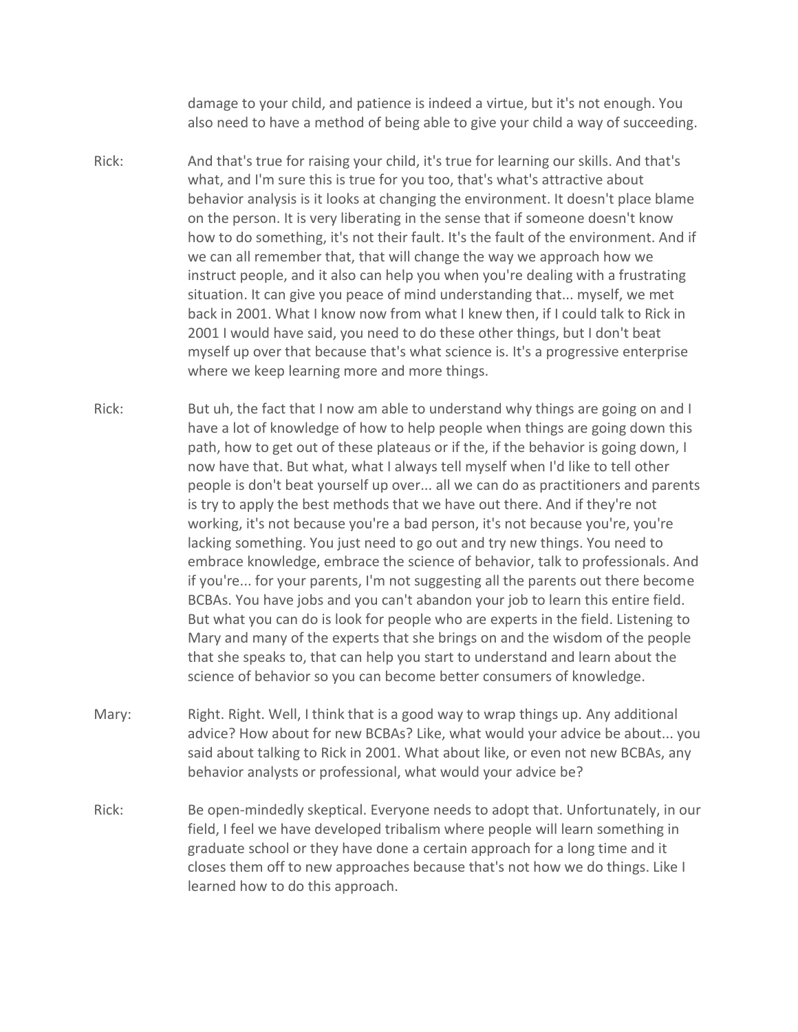damage to your child, and patience is indeed a virtue, but it's not enough. You also need to have a method of being able to give your child a way of succeeding.

Rick: And that's true for raising your child, it's true for learning our skills. And that's what, and I'm sure this is true for you too, that's what's attractive about behavior analysis is it looks at changing the environment. It doesn't place blame on the person. It is very liberating in the sense that if someone doesn't know how to do something, it's not their fault. It's the fault of the environment. And if we can all remember that, that will change the way we approach how we instruct people, and it also can help you when you're dealing with a frustrating situation. It can give you peace of mind understanding that... myself, we met back in 2001. What I know now from what I knew then, if I could talk to Rick in 2001 I would have said, you need to do these other things, but I don't beat myself up over that because that's what science is. It's a progressive enterprise where we keep learning more and more things.

Rick: But uh, the fact that I now am able to understand why things are going on and I have a lot of knowledge of how to help people when things are going down this path, how to get out of these plateaus or if the, if the behavior is going down, I now have that. But what, what I always tell myself when I'd like to tell other people is don't beat yourself up over... all we can do as practitioners and parents is try to apply the best methods that we have out there. And if they're not working, it's not because you're a bad person, it's not because you're, you're lacking something. You just need to go out and try new things. You need to embrace knowledge, embrace the science of behavior, talk to professionals. And if you're... for your parents, I'm not suggesting all the parents out there become BCBAs. You have jobs and you can't abandon your job to learn this entire field. But what you can do is look for people who are experts in the field. Listening to Mary and many of the experts that she brings on and the wisdom of the people that she speaks to, that can help you start to understand and learn about the science of behavior so you can become better consumers of knowledge.

Mary: Right. Right. Well, I think that is a good way to wrap things up. Any additional advice? How about for new BCBAs? Like, what would your advice be about... you said about talking to Rick in 2001. What about like, or even not new BCBAs, any behavior analysts or professional, what would your advice be?

Rick: Be open-mindedly skeptical. Everyone needs to adopt that. Unfortunately, in our field, I feel we have developed tribalism where people will learn something in graduate school or they have done a certain approach for a long time and it closes them off to new approaches because that's not how we do things. Like I learned how to do this approach.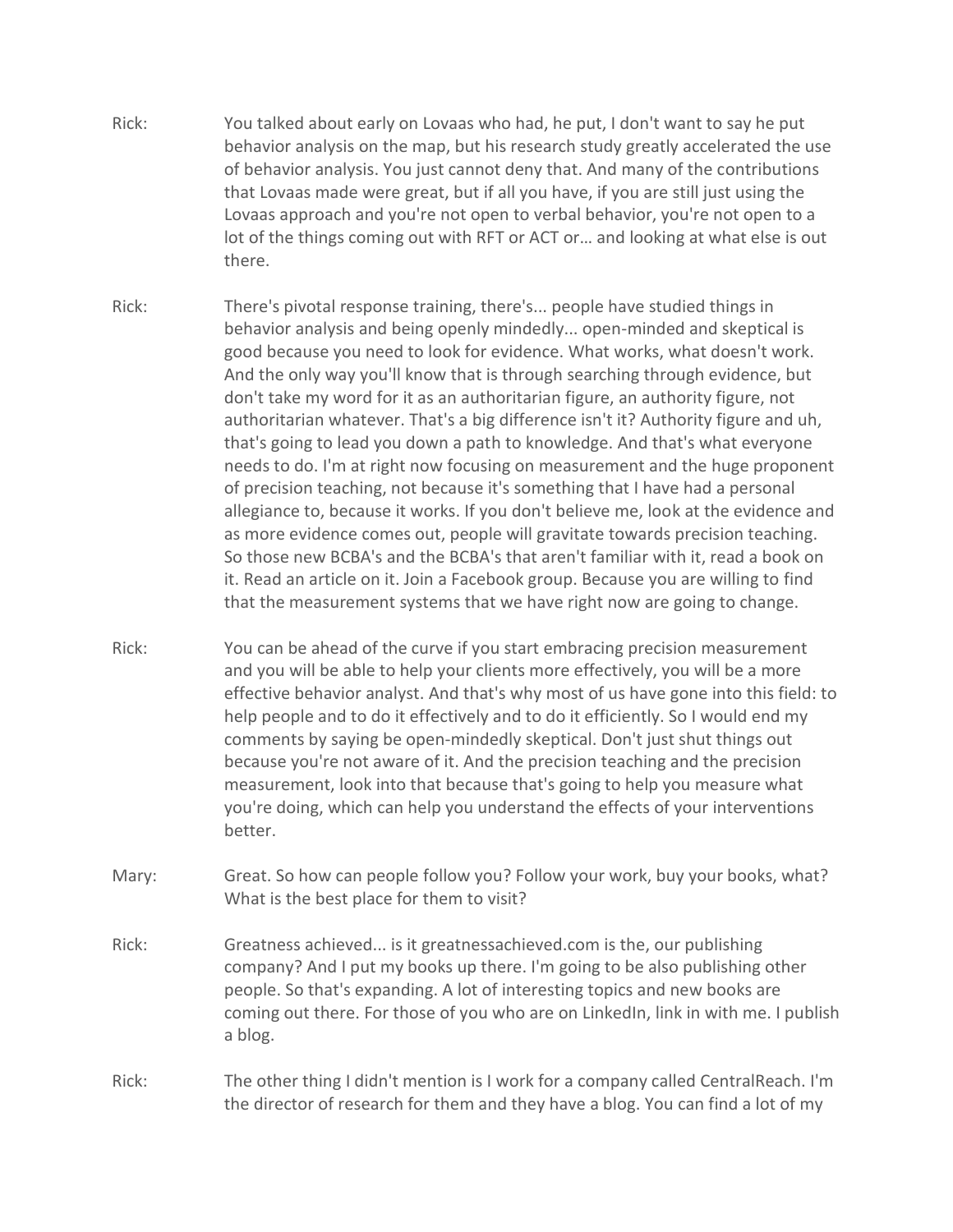Rick: You talked about early on Lovaas who had, he put, I don't want to say he put behavior analysis on the map, but his research study greatly accelerated the use of behavior analysis. You just cannot deny that. And many of the contributions that Lovaas made were great, but if all you have, if you are still just using the Lovaas approach and you're not open to verbal behavior, you're not open to a lot of the things coming out with RFT or ACT or… and looking at what else is out there.

Rick: There's pivotal response training, there's... people have studied things in behavior analysis and being openly mindedly... open-minded and skeptical is good because you need to look for evidence. What works, what doesn't work. And the only way you'll know that is through searching through evidence, but don't take my word for it as an authoritarian figure, an authority figure, not authoritarian whatever. That's a big difference isn't it? Authority figure and uh, that's going to lead you down a path to knowledge. And that's what everyone needs to do. I'm at right now focusing on measurement and the huge proponent of precision teaching, not because it's something that I have had a personal allegiance to, because it works. If you don't believe me, look at the evidence and as more evidence comes out, people will gravitate towards precision teaching. So those new BCBA's and the BCBA's that aren't familiar with it, read a book on it. Read an article on it. Join a Facebook group. Because you are willing to find that the measurement systems that we have right now are going to change.

Rick: You can be ahead of the curve if you start embracing precision measurement and you will be able to help your clients more effectively, you will be a more effective behavior analyst. And that's why most of us have gone into this field: to help people and to do it effectively and to do it efficiently. So I would end my comments by saying be open-mindedly skeptical. Don't just shut things out because you're not aware of it. And the precision teaching and the precision measurement, look into that because that's going to help you measure what you're doing, which can help you understand the effects of your interventions better.

Mary: Great. So how can people follow you? Follow your work, buy your books, what? What is the best place for them to visit?

Rick: Greatness achieved... is it greatnessachieved.com is the, our publishing company? And I put my books up there. I'm going to be also publishing other people. So that's expanding. A lot of interesting topics and new books are coming out there. For those of you who are on LinkedIn, link in with me. I publish a blog.

Rick: The other thing I didn't mention is I work for a company called CentralReach. I'm the director of research for them and they have a blog. You can find a lot of my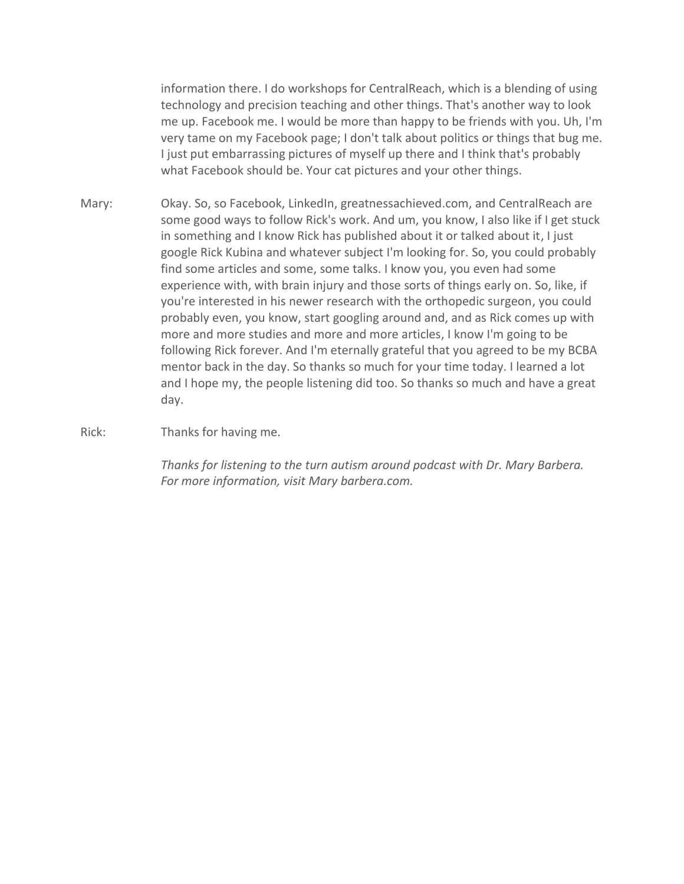information there. I do workshops for CentralReach, which is a blending of using technology and precision teaching and other things. That's another way to look me up. Facebook me. I would be more than happy to be friends with you. Uh, I'm very tame on my Facebook page; I don't talk about politics or things that bug me. I just put embarrassing pictures of myself up there and I think that's probably what Facebook should be. Your cat pictures and your other things.

Mary: Okay. So, so Facebook, LinkedIn, greatnessachieved.com, and CentralReach are some good ways to follow Rick's work. And um, you know, I also like if I get stuck in something and I know Rick has published about it or talked about it, I just google Rick Kubina and whatever subject I'm looking for. So, you could probably find some articles and some, some talks. I know you, you even had some experience with, with brain injury and those sorts of things early on. So, like, if you're interested in his newer research with the orthopedic surgeon, you could probably even, you know, start googling around and, and as Rick comes up with more and more studies and more and more articles, I know I'm going to be following Rick forever. And I'm eternally grateful that you agreed to be my BCBA mentor back in the day. So thanks so much for your time today. I learned a lot and I hope my, the people listening did too. So thanks so much and have a great day.

Rick: Thanks for having me.

*Thanks for listening to the turn autism around podcast with Dr. Mary Barbera. For more information, visit Mary barbera.com.*